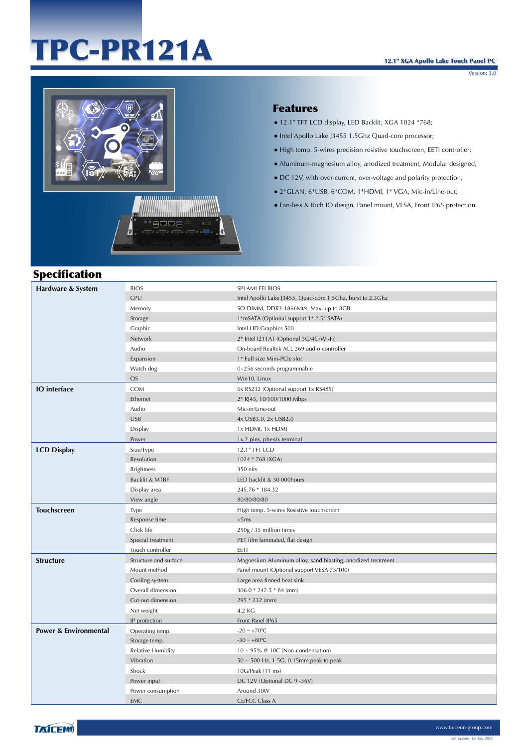# TPC-PR121A

12.1" XGA Apollo Lake Touch Panel PC

Version: 3.0

## Features

- 12.1" TFT LCD display, LED Backlit, XGA 1024 *768;
- Intel Apollo Lake J3455 1.5Ghz Quad-core processor;
- High temp. 5-wires precision resistive touchscreen, EETI controller;
- Aluminum-magnesium alloy, anodized treatment, Modular designed;
- DC 12V, with over-current, over-voltage and polarity protection;
- 2*GLAN, 6*USB, 6*COM, 1*HDMI, 1* VGA, Mic-in/Line-out;
- Fan-less & Rich IO design, Panel mount, VESA, Front IP65 protection.

## Specification

| | | |
|---|---|---|
| **Hardware & System** | BIOS | SPI AMI EEI BIOS |
| | CPU | Intel Apollo Lake J3455, Quad-core 1.5Ghz, burst to 2.3Ghz |
| | Memory | SO-DIMM, DDR3-1866Mt/s, Max. up to 8GB |
| | Storage | 1*mSATA (Optional support 1* 2.5" SATA) |
| | Graphic | Intel HD Graphics 500 |
| | Network | 2* Intel I211AT (Optional 3G/4G/Wi-Fi) |
| | Audio | On-board Realtek ACL 269 audio controller |
| | Expansion | 1* Full size Mini-PCIe slot |
| | Watch dog | 0~256 seconds programmable |
| | OS | Win10, Linux |
| **IO interface** | COM | 6x RS232 (Optional support 1x RS485) |
| | Ethernet | 2* RJ45, 10/100/1000 Mbps |
| | Audio | Mic-in/Line-out |
| | USB | 4x USB3.0, 2x USB2.0 |
| | Display | 1x HDMI, 1x HDMI |
| | Power | 1x 2 pins, phenix terminal |
| **LCD Display** | Size/Type | 12.1" TFT LCD |
| | Resolution | 1024 * 768 (XGA) |
| | Brightness | 350 nits |
| | Backlit & MTBF | LED backlit & 30 000hours |
| | Display area | 245.76 * 184.32 |
| | View angle | 80/80/80/80 |
| **Touchscreen** | Type | High temp. 5-wires Resistive touchscreen |
| | Response time | <5ms |
| | Click life | 250g / 35 million times |
| | Special treatment | PET film laminated, flat design |
| | Touch controller | EETI |
| **Structure** | Structure and surface | Magnesium-Aluminum alloy, sand blasting, anodized treatment |
| | Mount method | Panel mount (Optional support VESA 75/100) |
| | Cooling system | Large area finned heat sink |
| | Overall dimension | 306.0 * 242.5 * 84 (mm) |
| | Cut-out dimension | 295 * 232 (mm) |
| | Net weight | 4.2 KG |
| | IP protection | Front Panel IP65 |
| **Power & Environmental** | Operating temp. | -20 ~ +70℃ |
| | Storage temp. | -30 ~ +80℃ |
| | Relative Humidity | 10 ~ 95% @ 10C (Non-condensation) |
| | Vibration | 50 ~ 500 Hz, 1.5G, 0.15mm peak to peak |
| | Shock | 10G/Peak (11 ms) |
| | Power input | DC 12V (Optional DC 9~36V) |
| | Power consumption | Around 30W |
| | EMC | CE/FCC Class A |

TAICENN

www.taicenn-group.com

Last update: 1st-July-2020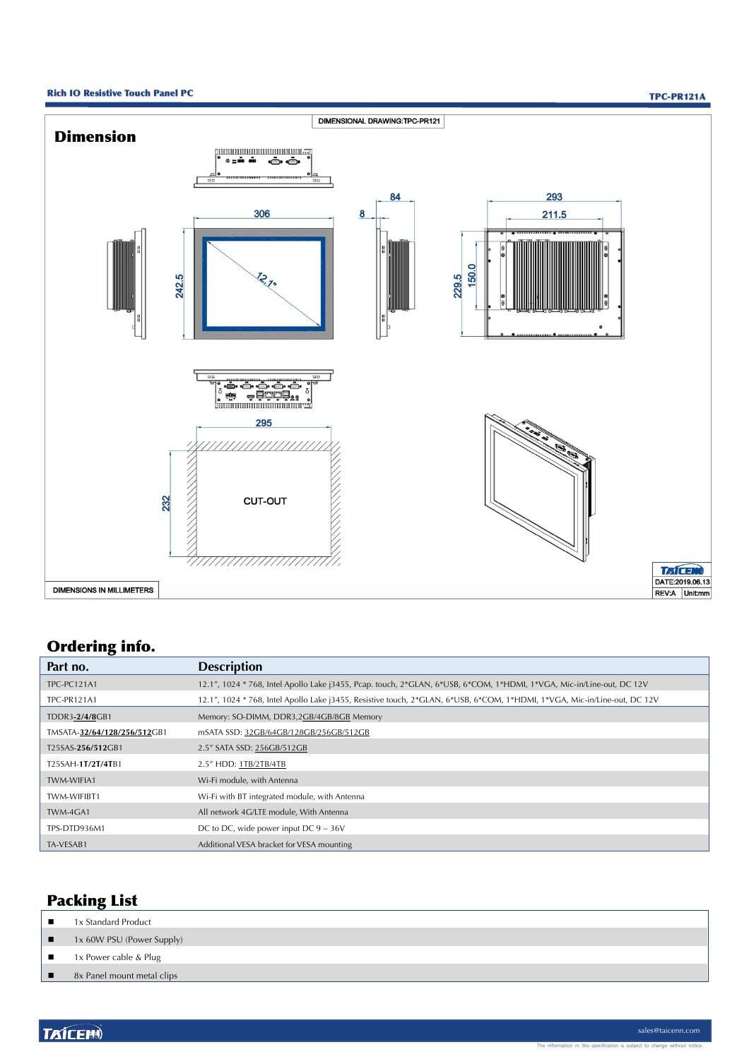## Dimension

DIMENSIONAL DRAWING:TPC-PR121

306

242.5

12.1"

84

8

293

211.5

229.5

150.0

295

232

CUT-OUT

DIMENSIONS IN MILLIMETERS

DATE:2019.06.13

REV:A Unit:mm

## Ordering info.

| Part no. | Description |
|---|---|
| TPC-PC121A1 | 12.1", 1024 * 768, Intel Apollo Lake j3455, Pcap. touch, 2*GLAN, 6*USB, 6*COM, 1*HDMI, 1*VGA, Mic-in/Line-out, DC 12V |
| TPC-PR121A1 | 12.1", 1024 * 768, Intel Apollo Lake j3455, Resistive touch, 2*GLAN, 6*USB, 6*COM, 1*HDMI, 1*VGA, Mic-in/Line-out, DC 12V |
| TDDR3-**2/4/8**GB1 | Memory: SO-DIMM, DDR3,2GB/4GB/8GB Memory |
| TMSATA-**32/64/128/256/512**GB1 | mSATA SSD: 32GB/64GB/128GB/256GB/512GB |
| T25SAS-**256/512**GB1 | 2.5" SATA SSD: 256GB/512GB |
| T25SAH-**1T/2T/4T**B1 | 2.5" HDD: 1TB/2TB/4TB |
| TWM-WIFIA1 | Wi-Fi module, with Antenna |
| TWM-WIFIBT1 | Wi-Fi with BT integrated module, with Antenna |
| TWM-4GA1 | All network 4G/LTE module, With Antenna |
| TPS-DTD936M1 | DC to DC, wide power input DC 9 ~ 36V |
| TA-VESAB1 | Additional VESA bracket for VESA mounting |

## Packing List

- 1x Standard Product
- 1x 60W PSU (Power Supply)
- 1x Power cable & Plug
- 8x Panel mount metal clips